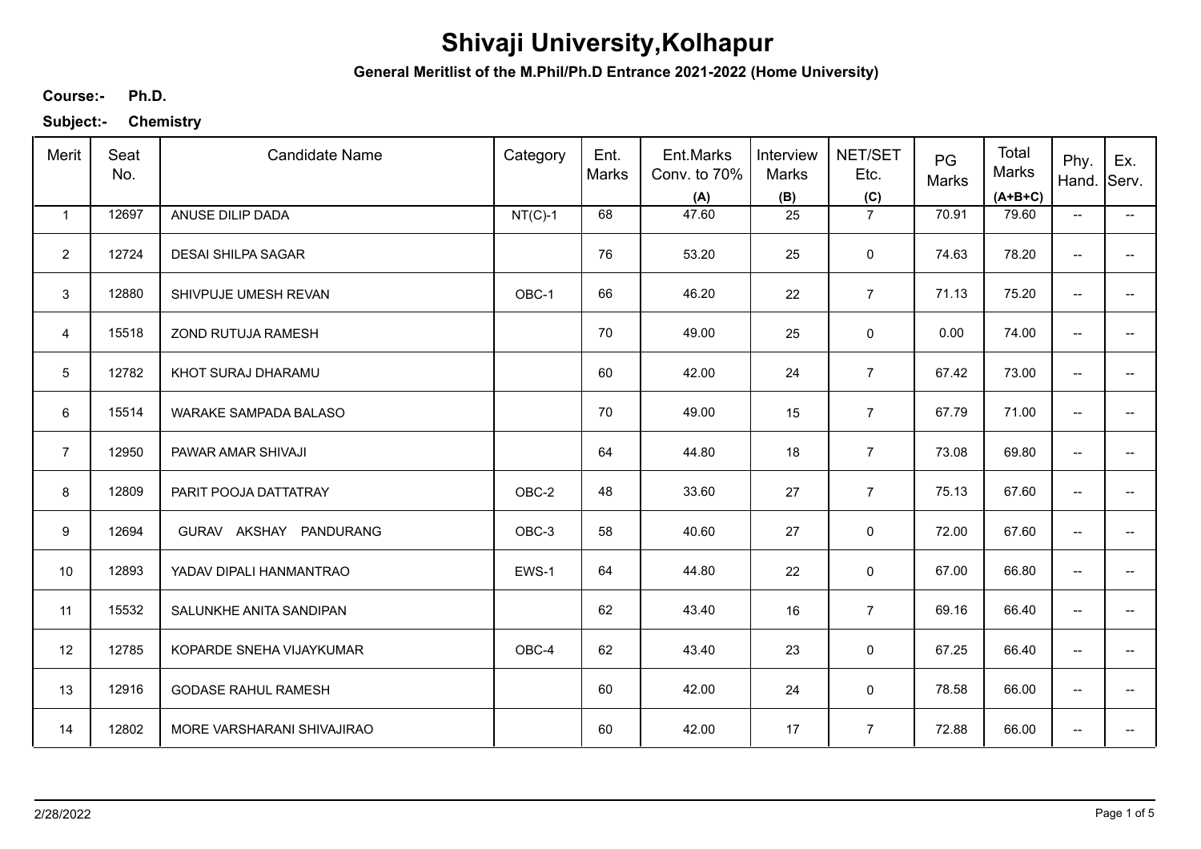# Shivaji University,Kolhapur

**General Meritlist of the M.Phil/Ph.D Entrance 2021-2022 (Home University)**

**Course:-** **Ph.D.**

**Subject:-** **Chemistry**

| Merit | Seat No. | Candidate Name | Category | Ent. Marks | Ent.Marks Conv. to 70% (A) | Interview Marks (B) | NET/SET Etc. (C) | PG Marks | Total Marks (A+B+C) | Phy. Hand. | Ex. Serv. |
|---|---|---|---|---|---|---|---|---|---|---|---|
| 1 | 12697 | ANUSE DILIP DADA | NT(C)-1 | 68 | 47.60 | 25 | 7 | 70.91 | 79.60 | -- | -- |
| 2 | 12724 | DESAI SHILPA SAGAR | | 76 | 53.20 | 25 | 0 | 74.63 | 78.20 | -- | -- |
| 3 | 12880 | SHIVPUJE UMESH REVAN | OBC-1 | 66 | 46.20 | 22 | 7 | 71.13 | 75.20 | -- | -- |
| 4 | 15518 | ZOND RUTUJA RAMESH | | 70 | 49.00 | 25 | 0 | 0.00 | 74.00 | -- | -- |
| 5 | 12782 | KHOT SURAJ DHARAMU | | 60 | 42.00 | 24 | 7 | 67.42 | 73.00 | -- | -- |
| 6 | 15514 | WARAKE SAMPADA BALASO | | 70 | 49.00 | 15 | 7 | 67.79 | 71.00 | -- | -- |
| 7 | 12950 | PAWAR AMAR SHIVAJI | | 64 | 44.80 | 18 | 7 | 73.08 | 69.80 | -- | -- |
| 8 | 12809 | PARIT POOJA DATTATRAY | OBC-2 | 48 | 33.60 | 27 | 7 | 75.13 | 67.60 | -- | -- |
| 9 | 12694 | GURAV AKSHAY PANDURANG | OBC-3 | 58 | 40.60 | 27 | 0 | 72.00 | 67.60 | -- | -- |
| 10 | 12893 | YADAV DIPALI HANMANTRAO | EWS-1 | 64 | 44.80 | 22 | 0 | 67.00 | 66.80 | -- | -- |
| 11 | 15532 | SALUNKHE ANITA SANDIPAN | | 62 | 43.40 | 16 | 7 | 69.16 | 66.40 | -- | -- |
| 12 | 12785 | KOPARDE SNEHA VIJAYKUMAR | OBC-4 | 62 | 43.40 | 23 | 0 | 67.25 | 66.40 | -- | -- |
| 13 | 12916 | GODASE RAHUL RAMESH | | 60 | 42.00 | 24 | 0 | 78.58 | 66.00 | -- | -- |
| 14 | 12802 | MORE VARSHARANI SHIVAJIRAO | | 60 | 42.00 | 17 | 7 | 72.88 | 66.00 | -- | -- |

2/28/2022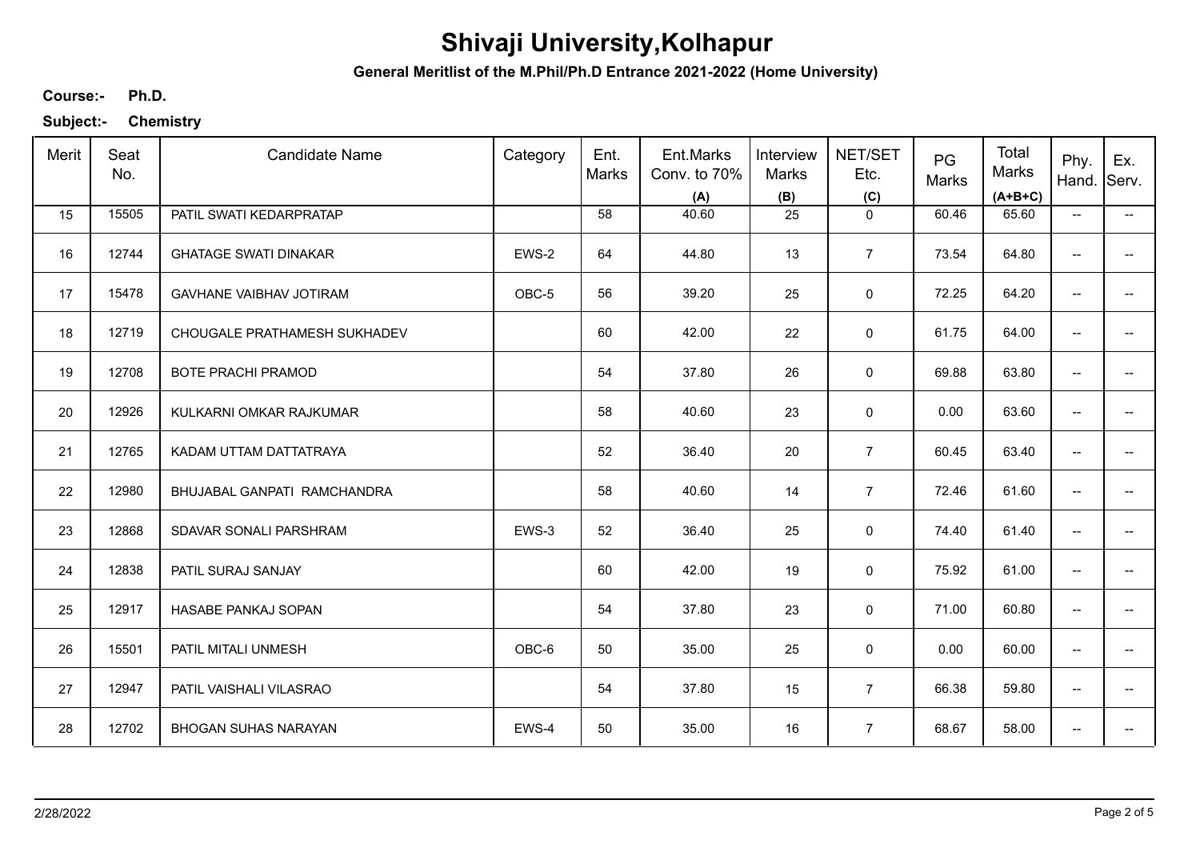# Shivaji University,Kolhapur

**General Meritlist of the M.Phil/Ph.D Entrance 2021-2022 (Home University)**

**Course:-** **Ph.D.**

**Subject:-** **Chemistry**

| Merit | Seat No. | Candidate Name | Category | Ent. Marks | Ent.Marks Conv. to 70% (A) | Interview Marks (B) | NET/SET Etc. (C) | PG Marks | Total Marks (A+B+C) | Phy. Hand. | Ex. Serv. |
|---|---|---|---|---|---|---|---|---|---|---|---|
| 15 | 15505 | PATIL SWATI KEDARPRATAP | | 58 | 40.60 | 25 | 0 | 60.46 | 65.60 | -- | -- |
| 16 | 12744 | GHATAGE SWATI DINAKAR | EWS-2 | 64 | 44.80 | 13 | 7 | 73.54 | 64.80 | -- | -- |
| 17 | 15478 | GAVHANE VAIBHAV JOTIRAM | OBC-5 | 56 | 39.20 | 25 | 0 | 72.25 | 64.20 | -- | -- |
| 18 | 12719 | CHOUGALE PRATHAMESH SUKHADEV | | 60 | 42.00 | 22 | 0 | 61.75 | 64.00 | -- | -- |
| 19 | 12708 | BOTE PRACHI PRAMOD | | 54 | 37.80 | 26 | 0 | 69.88 | 63.80 | -- | -- |
| 20 | 12926 | KULKARNI OMKAR RAJKUMAR | | 58 | 40.60 | 23 | 0 | 0.00 | 63.60 | -- | -- |
| 21 | 12765 | KADAM UTTAM DATTATRAYA | | 52 | 36.40 | 20 | 7 | 60.45 | 63.40 | -- | -- |
| 22 | 12980 | BHUJABAL GANPATI RAMCHANDRA | | 58 | 40.60 | 14 | 7 | 72.46 | 61.60 | -- | -- |
| 23 | 12868 | SDAVAR SONALI PARSHRAM | EWS-3 | 52 | 36.40 | 25 | 0 | 74.40 | 61.40 | -- | -- |
| 24 | 12838 | PATIL SURAJ SANJAY | | 60 | 42.00 | 19 | 0 | 75.92 | 61.00 | -- | -- |
| 25 | 12917 | HASABE PANKAJ SOPAN | | 54 | 37.80 | 23 | 0 | 71.00 | 60.80 | -- | -- |
| 26 | 15501 | PATIL MITALI UNMESH | OBC-6 | 50 | 35.00 | 25 | 0 | 0.00 | 60.00 | -- | -- |
| 27 | 12947 | PATIL VAISHALI VILASRAO | | 54 | 37.80 | 15 | 7 | 66.38 | 59.80 | -- | -- |
| 28 | 12702 | BHOGAN SUHAS NARAYAN | EWS-4 | 50 | 35.00 | 16 | 7 | 68.67 | 58.00 | -- | -- |

2/28/2022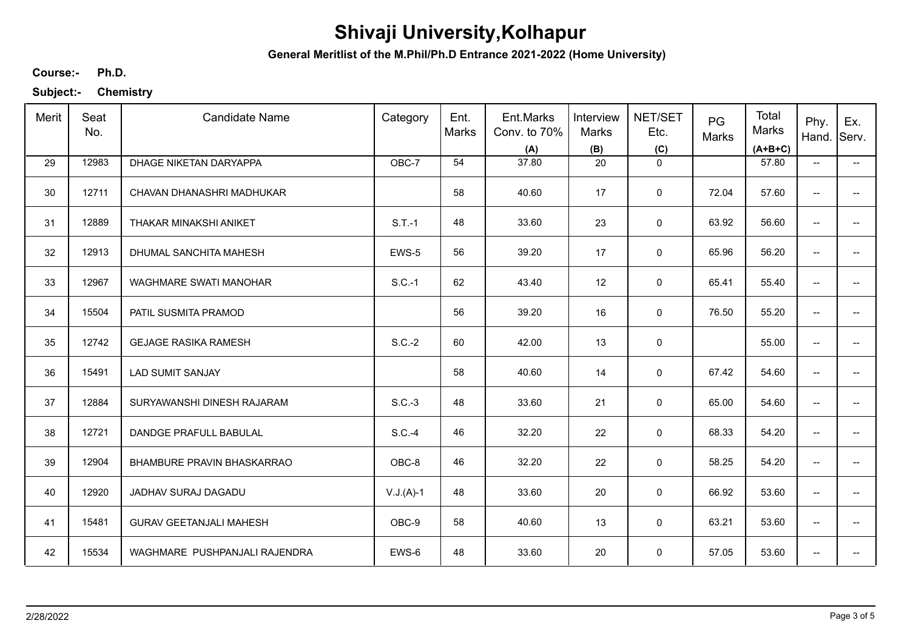# Shivaji University,Kolhapur

**General Meritlist of the M.Phil/Ph.D Entrance 2021-2022 (Home University)**

**Course:-** **Ph.D.**

**Subject:-** **Chemistry**

| Merit | Seat No. | Candidate Name | Category | Ent. Marks | Ent.Marks Conv. to 70% (A) | Interview Marks (B) | NET/SET Etc. (C) | PG Marks | Total Marks (A+B+C) | Phy. Hand. | Ex. Serv. |
|---|---|---|---|---|---|---|---|---|---|---|---|
| 29 | 12983 | DHAGE NIKETAN DARYAPPA | OBC-7 | 54 | 37.80 | 20 | 0 | | 57.80 | -- | -- |
| 30 | 12711 | CHAVAN DHANASHRI MADHUKAR | | 58 | 40.60 | 17 | 0 | 72.04 | 57.60 | -- | -- |
| 31 | 12889 | THAKAR MINAKSHI ANIKET | S.T.-1 | 48 | 33.60 | 23 | 0 | 63.92 | 56.60 | -- | -- |
| 32 | 12913 | DHUMAL SANCHITA MAHESH | EWS-5 | 56 | 39.20 | 17 | 0 | 65.96 | 56.20 | -- | -- |
| 33 | 12967 | WAGHMARE SWATI MANOHAR | S.C.-1 | 62 | 43.40 | 12 | 0 | 65.41 | 55.40 | -- | -- |
| 34 | 15504 | PATIL SUSMITA PRAMOD | | 56 | 39.20 | 16 | 0 | 76.50 | 55.20 | -- | -- |
| 35 | 12742 | GEJAGE RASIKA RAMESH | S.C.-2 | 60 | 42.00 | 13 | 0 | | 55.00 | -- | -- |
| 36 | 15491 | LAD SUMIT SANJAY | | 58 | 40.60 | 14 | 0 | 67.42 | 54.60 | -- | -- |
| 37 | 12884 | SURYAWANSHI DINESH RAJARAM | S.C.-3 | 48 | 33.60 | 21 | 0 | 65.00 | 54.60 | -- | -- |
| 38 | 12721 | DANDGE PRAFULL BABULAL | S.C.-4 | 46 | 32.20 | 22 | 0 | 68.33 | 54.20 | -- | -- |
| 39 | 12904 | BHAMBURE PRAVIN BHASKARRAO | OBC-8 | 46 | 32.20 | 22 | 0 | 58.25 | 54.20 | -- | -- |
| 40 | 12920 | JADHAV SURAJ DAGADU | V.J.(A)-1 | 48 | 33.60 | 20 | 0 | 66.92 | 53.60 | -- | -- |
| 41 | 15481 | GURAV GEETANJALI MAHESH | OBC-9 | 58 | 40.60 | 13 | 0 | 63.21 | 53.60 | -- | -- |
| 42 | 15534 | WAGHMARE PUSHPANJALI RAJENDRA | EWS-6 | 48 | 33.60 | 20 | 0 | 57.05 | 53.60 | -- | -- |

2/28/2022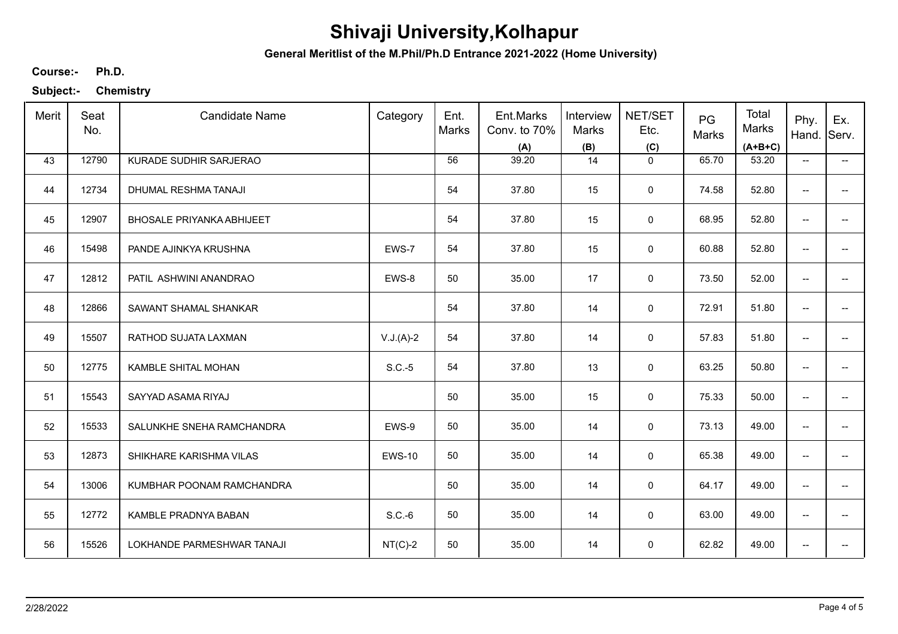# Shivaji University,Kolhapur

**General Meritlist of the M.Phil/Ph.D Entrance 2021-2022 (Home University)**

**Course:-** **Ph.D.**

**Subject:-** **Chemistry**

| Merit | Seat No. | Candidate Name | Category | Ent. Marks | Ent.Marks Conv. to 70% (A) | Interview Marks (B) | NET/SET Etc. (C) | PG Marks | Total Marks (A+B+C) | Phy. Hand. | Ex. Serv. |
|---|---|---|---|---|---|---|---|---|---|---|---|
| 43 | 12790 | KURADE SUDHIR SARJERAO | | 56 | 39.20 | 14 | 0 | 65.70 | 53.20 | -- | -- |
| 44 | 12734 | DHUMAL RESHMA TANAJI | | 54 | 37.80 | 15 | 0 | 74.58 | 52.80 | -- | -- |
| 45 | 12907 | BHOSALE PRIYANKA ABHIJEET | | 54 | 37.80 | 15 | 0 | 68.95 | 52.80 | -- | -- |
| 46 | 15498 | PANDE AJINKYA KRUSHNA | EWS-7 | 54 | 37.80 | 15 | 0 | 60.88 | 52.80 | -- | -- |
| 47 | 12812 | PATIL ASHWINI ANANDRAO | EWS-8 | 50 | 35.00 | 17 | 0 | 73.50 | 52.00 | -- | -- |
| 48 | 12866 | SAWANT SHAMAL SHANKAR | | 54 | 37.80 | 14 | 0 | 72.91 | 51.80 | -- | -- |
| 49 | 15507 | RATHOD SUJATA LAXMAN | V.J.(A)-2 | 54 | 37.80 | 14 | 0 | 57.83 | 51.80 | -- | -- |
| 50 | 12775 | KAMBLE SHITAL MOHAN | S.C.-5 | 54 | 37.80 | 13 | 0 | 63.25 | 50.80 | -- | -- |
| 51 | 15543 | SAYYAD ASAMA RIYAJ | | 50 | 35.00 | 15 | 0 | 75.33 | 50.00 | -- | -- |
| 52 | 15533 | SALUNKHE SNEHA RAMCHANDRA | EWS-9 | 50 | 35.00 | 14 | 0 | 73.13 | 49.00 | -- | -- |
| 53 | 12873 | SHIKHARE KARISHMA VILAS | EWS-10 | 50 | 35.00 | 14 | 0 | 65.38 | 49.00 | -- | -- |
| 54 | 13006 | KUMBHAR POONAM RAMCHANDRA | | 50 | 35.00 | 14 | 0 | 64.17 | 49.00 | -- | -- |
| 55 | 12772 | KAMBLE PRADNYA BABAN | S.C.-6 | 50 | 35.00 | 14 | 0 | 63.00 | 49.00 | -- | -- |
| 56 | 15526 | LOKHANDE PARMESHWAR TANAJI | NT(C)-2 | 50 | 35.00 | 14 | 0 | 62.82 | 49.00 | -- | -- |

2/28/2022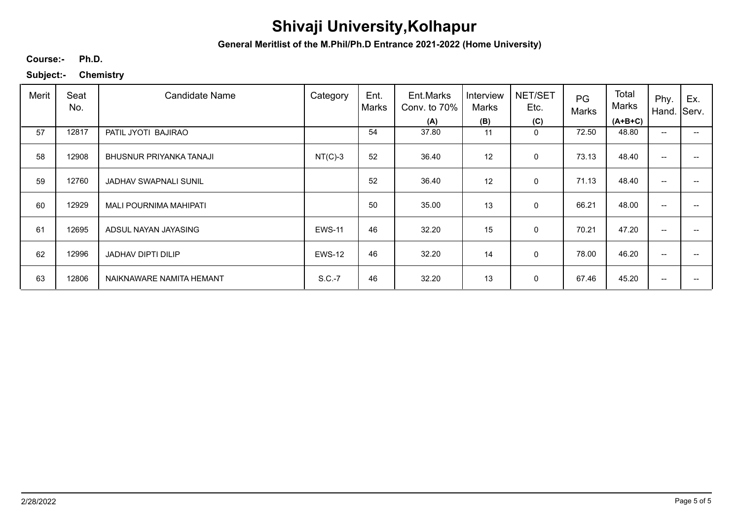# Shivaji University,Kolhapur

**General Meritlist of the M.Phil/Ph.D Entrance 2021-2022 (Home University)**

**Course:-** **Ph.D.**

**Subject:-** **Chemistry**

| Merit | Seat No. | Candidate Name | Category | Ent. Marks | Ent.Marks Conv. to 70% **(A)** | Interview Marks **(B)** | NET/SET Etc. **(C)** | PG Marks | Total Marks **(A+B+C)** | Phy. Hand. | Ex. Serv. |
|---|---|---|---|---|---|---|---|---|---|---|---|
| 57 | 12817 | PATIL JYOTI BAJIRAO | | 54 | 37.80 | 11 | 0 | 72.50 | 48.80 | -- | -- |
| 58 | 12908 | BHUSNUR PRIYANKA TANAJI | NT(C)-3 | 52 | 36.40 | 12 | 0 | 73.13 | 48.40 | -- | -- |
| 59 | 12760 | JADHAV SWAPNALI SUNIL | | 52 | 36.40 | 12 | 0 | 71.13 | 48.40 | -- | -- |
| 60 | 12929 | MALI POURNIMA MAHIPATI | | 50 | 35.00 | 13 | 0 | 66.21 | 48.00 | -- | -- |
| 61 | 12695 | ADSUL NAYAN JAYASING | EWS-11 | 46 | 32.20 | 15 | 0 | 70.21 | 47.20 | -- | -- |
| 62 | 12996 | JADHAV DIPTI DILIP | EWS-12 | 46 | 32.20 | 14 | 0 | 78.00 | 46.20 | -- | -- |
| 63 | 12806 | NAIKNAWARE NAMITA HEMANT | S.C.-7 | 46 | 32.20 | 13 | 0 | 67.46 | 45.20 | -- | -- |

2/28/2022